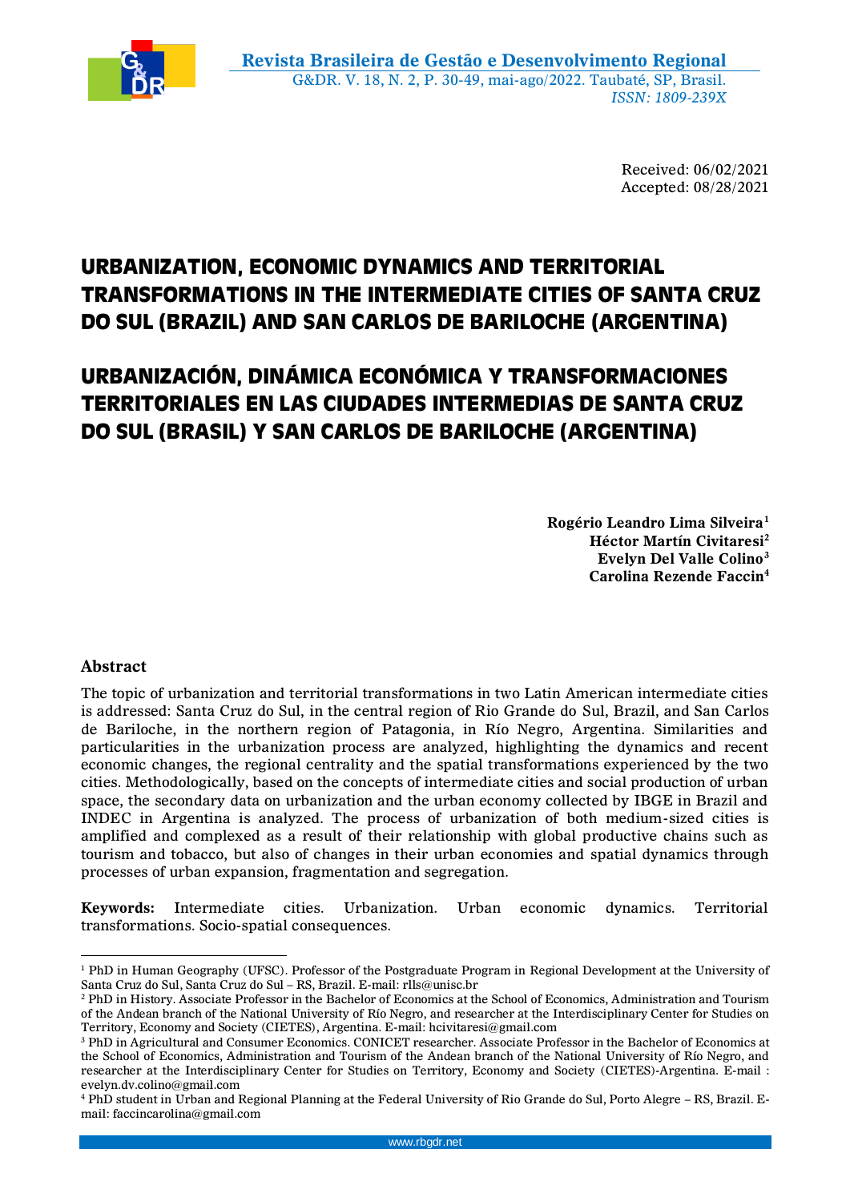Received: 06/02/2021
Accepted: 08/28/2021

# URBANIZATION, ECONOMIC DYNAMICS AND TERRITORIAL TRANSFORMATIONS IN THE INTERMEDIATE CITIES OF SANTA CRUZ DO SUL (BRAZIL) AND SAN CARLOS DE BARILOCHE (ARGENTINA)

# URBANIZACIÓN, DINÁMICA ECONÓMICA Y TRANSFORMACIONES TERRITORIALES EN LAS CIUDADES INTERMEDIAS DE SANTA CRUZ DO SUL (BRASIL) Y SAN CARLOS DE BARILOCHE (ARGENTINA)

**Rogério Leandro Lima Silveira[1]**
**Héctor Martín Civitaresi[2]**
**Evelyn Del Valle Colino[3]**
**Carolina Rezende Faccin[4]**

## Abstract

The topic of urbanization and territorial transformations in two Latin American intermediate cities is addressed: Santa Cruz do Sul, in the central region of Rio Grande do Sul, Brazil, and San Carlos de Bariloche, in the northern region of Patagonia, in Río Negro, Argentina. Similarities and particularities in the urbanization process are analyzed, highlighting the dynamics and recent economic changes, the regional centrality and the spatial transformations experienced by the two cities. Methodologically, based on the concepts of intermediate cities and social production of urban space, the secondary data on urbanization and the urban economy collected by IBGE in Brazil and INDEC in Argentina is analyzed. The process of urbanization of both medium-sized cities is amplified and complexed as a result of their relationship with global productive chains such as tourism and tobacco, but also of changes in their urban economies and spatial dynamics through processes of urban expansion, fragmentation and segregation.

**Keywords:** Intermediate cities. Urbanization. Urban economic dynamics. Territorial transformations. Socio-spatial consequences.

---

[1] PhD in Human Geography (UFSC). Professor of the Postgraduate Program in Regional Development at the University of Santa Cruz do Sul, Santa Cruz do Sul – RS, Brazil. E-mail: rlls@unisc.br

[2] PhD in History. Associate Professor in the Bachelor of Economics at the School of Economics, Administration and Tourism of the Andean branch of the National University of Río Negro, and researcher at the Interdisciplinary Center for Studies on Territory, Economy and Society (CIETES), Argentina. E-mail: hcivitaresi@gmail.com

[3] PhD in Agricultural and Consumer Economics. CONICET researcher. Associate Professor in the Bachelor of Economics at the School of Economics, Administration and Tourism of the Andean branch of the National University of Río Negro, and researcher at the Interdisciplinary Center for Studies on Territory, Economy and Society (CIETES)-Argentina. E-mail : evelyn.dv.colino@gmail.com

[4] PhD student in Urban and Regional Planning at the Federal University of Rio Grande do Sul, Porto Alegre – RS, Brazil. E-mail: faccincarolina@gmail.com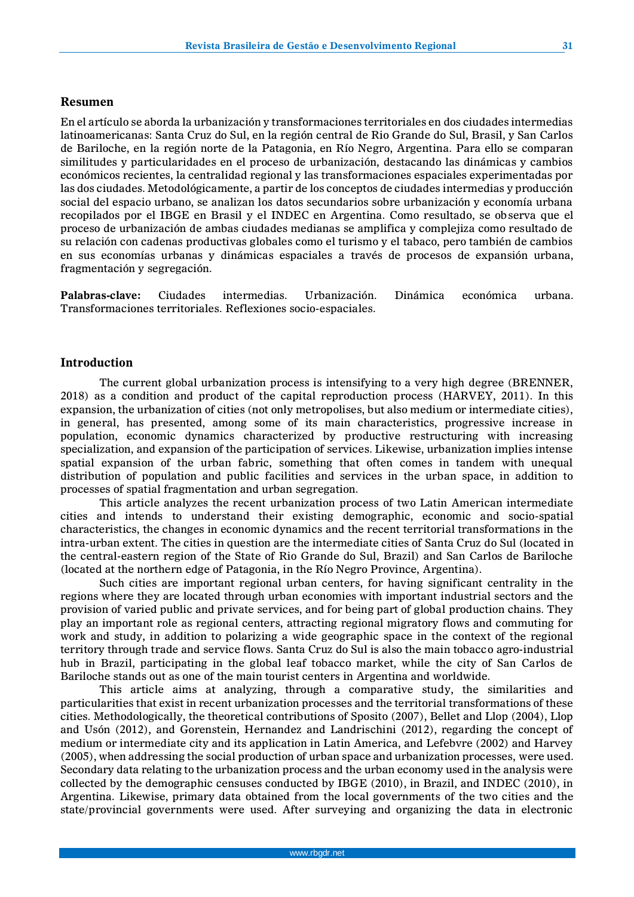## Resumen

En el artículo se aborda la urbanización y transformaciones territoriales en dos ciudades intermedias latinoamericanas: Santa Cruz do Sul, en la región central de Rio Grande do Sul, Brasil, y San Carlos de Bariloche, en la región norte de la Patagonia, en Río Negro, Argentina. Para ello se comparan similitudes y particularidades en el proceso de urbanización, destacando las dinámicas y cambios económicos recientes, la centralidad regional y las transformaciones espaciales experimentadas por las dos ciudades. Metodológicamente, a partir de los conceptos de ciudades intermedias y producción social del espacio urbano, se analizan los datos secundarios sobre urbanización y economía urbana recopilados por el IBGE en Brasil y el INDEC en Argentina. Como resultado, se observa que el proceso de urbanización de ambas ciudades medianas se amplifica y complejiza como resultado de su relación con cadenas productivas globales como el turismo y el tabaco, pero también de cambios en sus economías urbanas y dinámicas espaciales a través de procesos de expansión urbana, fragmentación y segregación.

**Palabras-clave:** Ciudades intermedias. Urbanización. Dinámica económica urbana. Transformaciones territoriales. Reflexiones socio-espaciales.

## Introduction

The current global urbanization process is intensifying to a very high degree (BRENNER, 2018) as a condition and product of the capital reproduction process (HARVEY, 2011). In this expansion, the urbanization of cities (not only metropolises, but also medium or intermediate cities), in general, has presented, among some of its main characteristics, progressive increase in population, economic dynamics characterized by productive restructuring with increasing specialization, and expansion of the participation of services. Likewise, urbanization implies intense spatial expansion of the urban fabric, something that often comes in tandem with unequal distribution of population and public facilities and services in the urban space, in addition to processes of spatial fragmentation and urban segregation.

This article analyzes the recent urbanization process of two Latin American intermediate cities and intends to understand their existing demographic, economic and socio-spatial characteristics, the changes in economic dynamics and the recent territorial transformations in the intra-urban extent. The cities in question are the intermediate cities of Santa Cruz do Sul (located in the central-eastern region of the State of Rio Grande do Sul, Brazil) and San Carlos de Bariloche (located at the northern edge of Patagonia, in the Río Negro Province, Argentina).

Such cities are important regional urban centers, for having significant centrality in the regions where they are located through urban economies with important industrial sectors and the provision of varied public and private services, and for being part of global production chains. They play an important role as regional centers, attracting regional migratory flows and commuting for work and study, in addition to polarizing a wide geographic space in the context of the regional territory through trade and service flows. Santa Cruz do Sul is also the main tobacco agro-industrial hub in Brazil, participating in the global leaf tobacco market, while the city of San Carlos de Bariloche stands out as one of the main tourist centers in Argentina and worldwide.

This article aims at analyzing, through a comparative study, the similarities and particularities that exist in recent urbanization processes and the territorial transformations of these cities. Methodologically, the theoretical contributions of Sposito (2007), Bellet and Llop (2004), Llop and Usón (2012), and Gorenstein, Hernandez and Landrischini (2012), regarding the concept of medium or intermediate city and its application in Latin America, and Lefebvre (2002) and Harvey (2005), when addressing the social production of urban space and urbanization processes, were used. Secondary data relating to the urbanization process and the urban economy used in the analysis were collected by the demographic censuses conducted by IBGE (2010), in Brazil, and INDEC (2010), in Argentina. Likewise, primary data obtained from the local governments of the two cities and the state/provincial governments were used. After surveying and organizing the data in electronic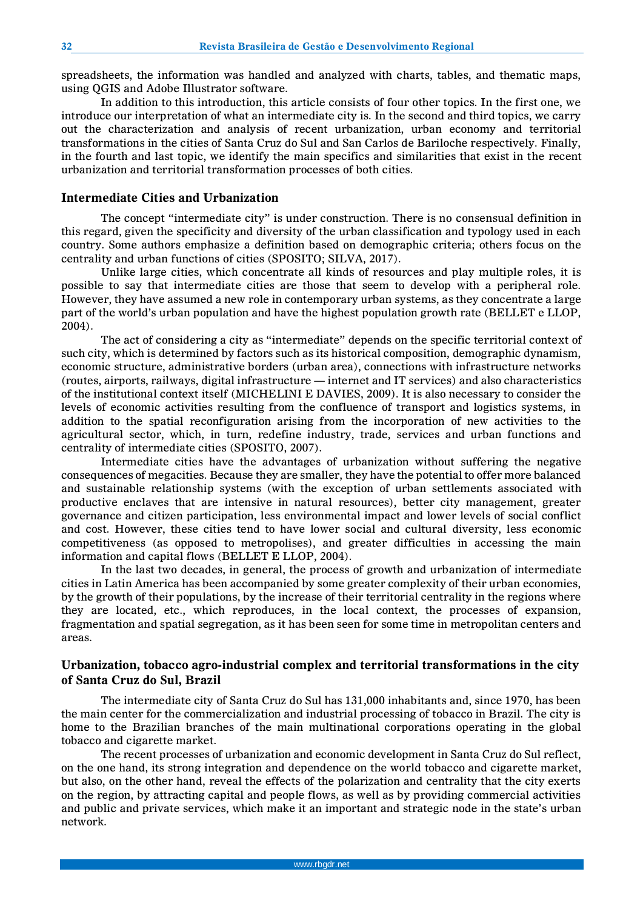spreadsheets, the information was handled and analyzed with charts, tables, and thematic maps, using QGIS and Adobe Illustrator software.

In addition to this introduction, this article consists of four other topics. In the first one, we introduce our interpretation of what an intermediate city is. In the second and third topics, we carry out the characterization and analysis of recent urbanization, urban economy and territorial transformations in the cities of Santa Cruz do Sul and San Carlos de Bariloche respectively. Finally, in the fourth and last topic, we identify the main specifics and similarities that exist in the recent urbanization and territorial transformation processes of both cities.

## Intermediate Cities and Urbanization

The concept "intermediate city" is under construction. There is no consensual definition in this regard, given the specificity and diversity of the urban classification and typology used in each country. Some authors emphasize a definition based on demographic criteria; others focus on the centrality and urban functions of cities (SPOSITO; SILVA, 2017).

Unlike large cities, which concentrate all kinds of resources and play multiple roles, it is possible to say that intermediate cities are those that seem to develop with a peripheral role. However, they have assumed a new role in contemporary urban systems, as they concentrate a large part of the world's urban population and have the highest population growth rate (BELLET e LLOP, 2004).

The act of considering a city as "intermediate" depends on the specific territorial context of such city, which is determined by factors such as its historical composition, demographic dynamism, economic structure, administrative borders (urban area), connections with infrastructure networks (routes, airports, railways, digital infrastructure — internet and IT services) and also characteristics of the institutional context itself (MICHELINI E DAVIES, 2009). It is also necessary to consider the levels of economic activities resulting from the confluence of transport and logistics systems, in addition to the spatial reconfiguration arising from the incorporation of new activities to the agricultural sector, which, in turn, redefine industry, trade, services and urban functions and centrality of intermediate cities (SPOSITO, 2007).

Intermediate cities have the advantages of urbanization without suffering the negative consequences of megacities. Because they are smaller, they have the potential to offer more balanced and sustainable relationship systems (with the exception of urban settlements associated with productive enclaves that are intensive in natural resources), better city management, greater governance and citizen participation, less environmental impact and lower levels of social conflict and cost. However, these cities tend to have lower social and cultural diversity, less economic competitiveness (as opposed to metropolises), and greater difficulties in accessing the main information and capital flows (BELLET E LLOP, 2004).

In the last two decades, in general, the process of growth and urbanization of intermediate cities in Latin America has been accompanied by some greater complexity of their urban economies, by the growth of their populations, by the increase of their territorial centrality in the regions where they are located, etc., which reproduces, in the local context, the processes of expansion, fragmentation and spatial segregation, as it has been seen for some time in metropolitan centers and areas.

## Urbanization, tobacco agro-industrial complex and territorial transformations in the city of Santa Cruz do Sul, Brazil

The intermediate city of Santa Cruz do Sul has 131,000 inhabitants and, since 1970, has been the main center for the commercialization and industrial processing of tobacco in Brazil. The city is home to the Brazilian branches of the main multinational corporations operating in the global tobacco and cigarette market.

The recent processes of urbanization and economic development in Santa Cruz do Sul reflect, on the one hand, its strong integration and dependence on the world tobacco and cigarette market, but also, on the other hand, reveal the effects of the polarization and centrality that the city exerts on the region, by attracting capital and people flows, as well as by providing commercial activities and public and private services, which make it an important and strategic node in the state's urban network.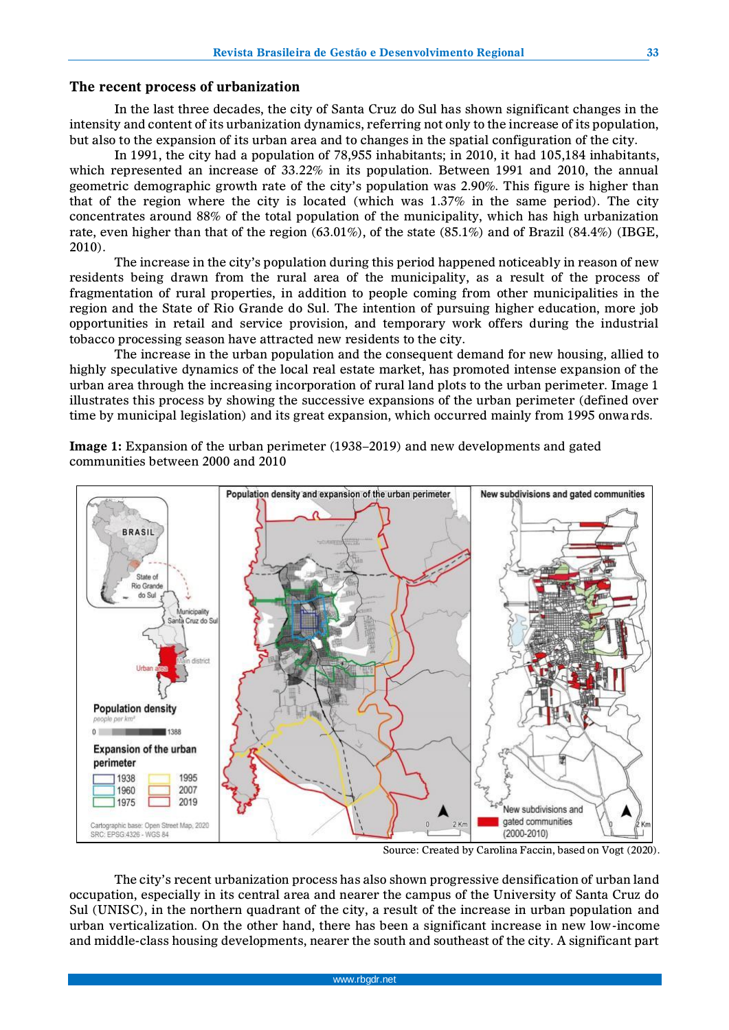## The recent process of urbanization

In the last three decades, the city of Santa Cruz do Sul has shown significant changes in the intensity and content of its urbanization dynamics, referring not only to the increase of its population, but also to the expansion of its urban area and to changes in the spatial configuration of the city.

In 1991, the city had a population of 78,955 inhabitants; in 2010, it had 105,184 inhabitants, which represented an increase of 33.22% in its population. Between 1991 and 2010, the annual geometric demographic growth rate of the city's population was 2.90%. This figure is higher than that of the region where the city is located (which was 1.37% in the same period). The city concentrates around 88% of the total population of the municipality, which has high urbanization rate, even higher than that of the region (63.01%), of the state (85.1%) and of Brazil (84.4%) (IBGE, 2010).

The increase in the city's population during this period happened noticeably in reason of new residents being drawn from the rural area of the municipality, as a result of the process of fragmentation of rural properties, in addition to people coming from other municipalities in the region and the State of Rio Grande do Sul. The intention of pursuing higher education, more job opportunities in retail and service provision, and temporary work offers during the industrial tobacco processing season have attracted new residents to the city.

The increase in the urban population and the consequent demand for new housing, allied to highly speculative dynamics of the local real estate market, has promoted intense expansion of the urban area through the increasing incorporation of rural land plots to the urban perimeter. Image 1 illustrates this process by showing the successive expansions of the urban perimeter (defined over time by municipal legislation) and its great expansion, which occurred mainly from 1995 onwards.

**Image 1:** Expansion of the urban perimeter (1938–2019) and new developments and gated communities between 2000 and 2010

Source: Created by Carolina Faccin, based on Vogt (2020).

The city's recent urbanization process has also shown progressive densification of urban land occupation, especially in its central area and nearer the campus of the University of Santa Cruz do Sul (UNISC), in the northern quadrant of the city, a result of the increase in urban population and urban verticalization. On the other hand, there has been a significant increase in new low-income and middle-class housing developments, nearer the south and southeast of the city. A significant part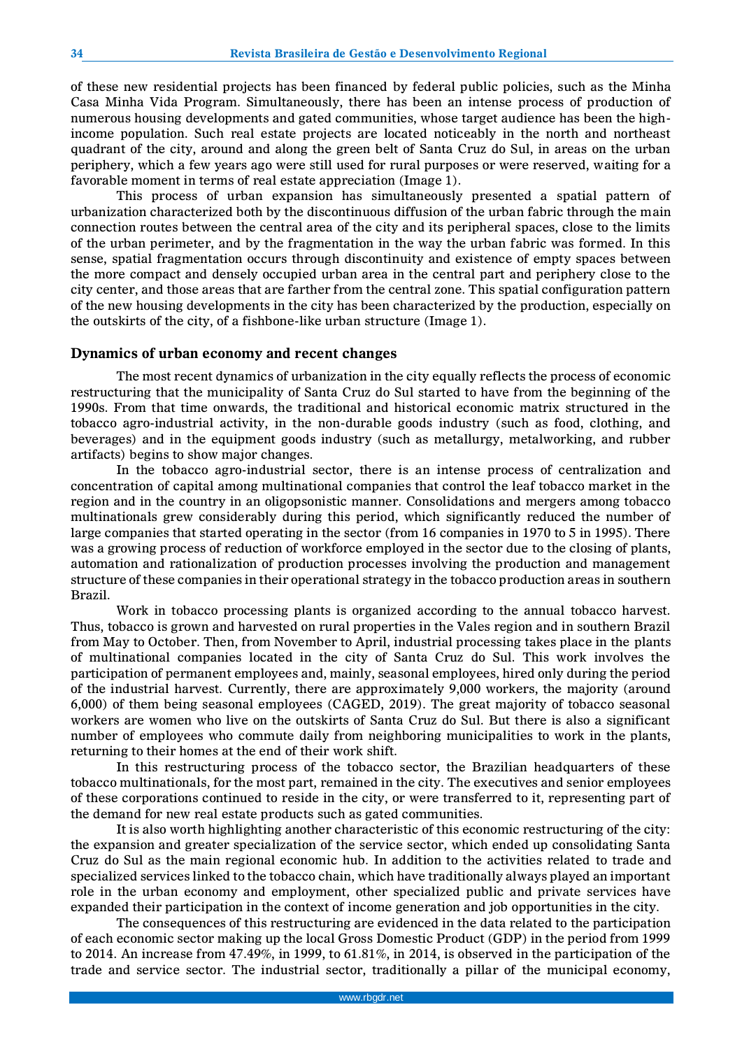of these new residential projects has been financed by federal public policies, such as the Minha Casa Minha Vida Program. Simultaneously, there has been an intense process of production of numerous housing developments and gated communities, whose target audience has been the high-income population. Such real estate projects are located noticeably in the north and northeast quadrant of the city, around and along the green belt of Santa Cruz do Sul, in areas on the urban periphery, which a few years ago were still used for rural purposes or were reserved, waiting for a favorable moment in terms of real estate appreciation (Image 1).

This process of urban expansion has simultaneously presented a spatial pattern of urbanization characterized both by the discontinuous diffusion of the urban fabric through the main connection routes between the central area of the city and its peripheral spaces, close to the limits of the urban perimeter, and by the fragmentation in the way the urban fabric was formed. In this sense, spatial fragmentation occurs through discontinuity and existence of empty spaces between the more compact and densely occupied urban area in the central part and periphery close to the city center, and those areas that are farther from the central zone. This spatial configuration pattern of the new housing developments in the city has been characterized by the production, especially on the outskirts of the city, of a fishbone-like urban structure (Image 1).

## Dynamics of urban economy and recent changes

The most recent dynamics of urbanization in the city equally reflects the process of economic restructuring that the municipality of Santa Cruz do Sul started to have from the beginning of the 1990s. From that time onwards, the traditional and historical economic matrix structured in the tobacco agro-industrial activity, in the non-durable goods industry (such as food, clothing, and beverages) and in the equipment goods industry (such as metallurgy, metalworking, and rubber artifacts) begins to show major changes.

In the tobacco agro-industrial sector, there is an intense process of centralization and concentration of capital among multinational companies that control the leaf tobacco market in the region and in the country in an oligopsonistic manner. Consolidations and mergers among tobacco multinationals grew considerably during this period, which significantly reduced the number of large companies that started operating in the sector (from 16 companies in 1970 to 5 in 1995). There was a growing process of reduction of workforce employed in the sector due to the closing of plants, automation and rationalization of production processes involving the production and management structure of these companies in their operational strategy in the tobacco production areas in southern Brazil.

Work in tobacco processing plants is organized according to the annual tobacco harvest. Thus, tobacco is grown and harvested on rural properties in the Vales region and in southern Brazil from May to October. Then, from November to April, industrial processing takes place in the plants of multinational companies located in the city of Santa Cruz do Sul. This work involves the participation of permanent employees and, mainly, seasonal employees, hired only during the period of the industrial harvest. Currently, there are approximately 9,000 workers, the majority (around 6,000) of them being seasonal employees (CAGED, 2019). The great majority of tobacco seasonal workers are women who live on the outskirts of Santa Cruz do Sul. But there is also a significant number of employees who commute daily from neighboring municipalities to work in the plants, returning to their homes at the end of their work shift.

In this restructuring process of the tobacco sector, the Brazilian headquarters of these tobacco multinationals, for the most part, remained in the city. The executives and senior employees of these corporations continued to reside in the city, or were transferred to it, representing part of the demand for new real estate products such as gated communities.

It is also worth highlighting another characteristic of this economic restructuring of the city: the expansion and greater specialization of the service sector, which ended up consolidating Santa Cruz do Sul as the main regional economic hub. In addition to the activities related to trade and specialized services linked to the tobacco chain, which have traditionally always played an important role in the urban economy and employment, other specialized public and private services have expanded their participation in the context of income generation and job opportunities in the city.

The consequences of this restructuring are evidenced in the data related to the participation of each economic sector making up the local Gross Domestic Product (GDP) in the period from 1999 to 2014. An increase from 47.49%, in 1999, to 61.81%, in 2014, is observed in the participation of the trade and service sector. The industrial sector, traditionally a pillar of the municipal economy,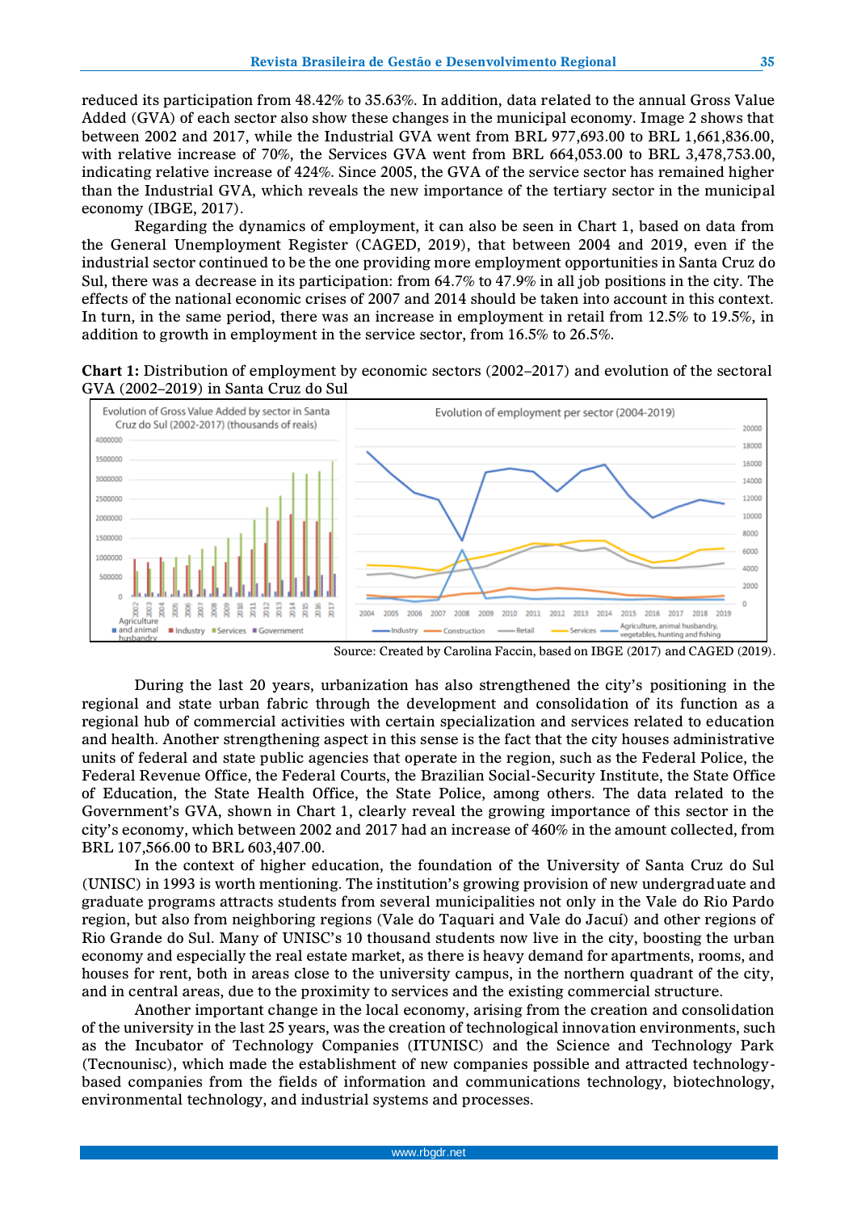reduced its participation from 48.42% to 35.63%. In addition, data related to the annual Gross Value Added (GVA) of each sector also show these changes in the municipal economy. Image 2 shows that between 2002 and 2017, while the Industrial GVA went from BRL 977,693.00 to BRL 1,661,836.00, with relative increase of 70%, the Services GVA went from BRL 664,053.00 to BRL 3,478,753.00, indicating relative increase of 424%. Since 2005, the GVA of the service sector has remained higher than the Industrial GVA, which reveals the new importance of the tertiary sector in the municipal economy (IBGE, 2017).

Regarding the dynamics of employment, it can also be seen in Chart 1, based on data from the General Unemployment Register (CAGED, 2019), that between 2004 and 2019, even if the industrial sector continued to be the one providing more employment opportunities in Santa Cruz do Sul, there was a decrease in its participation: from 64.7% to 47.9% in all job positions in the city. The effects of the national economic crises of 2007 and 2014 should be taken into account in this context. In turn, in the same period, there was an increase in employment in retail from 12.5% to 19.5%, in addition to growth in employment in the service sector, from 16.5% to 26.5%.

**Chart 1:** Distribution of employment by economic sectors (2002–2017) and evolution of the sectoral GVA (2002–2019) in Santa Cruz do Sul

Source: Created by Carolina Faccin, based on IBGE (2017) and CAGED (2019).

During the last 20 years, urbanization has also strengthened the city's positioning in the regional and state urban fabric through the development and consolidation of its function as a regional hub of commercial activities with certain specialization and services related to education and health. Another strengthening aspect in this sense is the fact that the city houses administrative units of federal and state public agencies that operate in the region, such as the Federal Police, the Federal Revenue Office, the Federal Courts, the Brazilian Social-Security Institute, the State Office of Education, the State Health Office, the State Police, among others. The data related to the Government's GVA, shown in Chart 1, clearly reveal the growing importance of this sector in the city's economy, which between 2002 and 2017 had an increase of 460% in the amount collected, from BRL 107,566.00 to BRL 603,407.00.

In the context of higher education, the foundation of the University of Santa Cruz do Sul (UNISC) in 1993 is worth mentioning. The institution's growing provision of new undergraduate and graduate programs attracts students from several municipalities not only in the Vale do Rio Pardo region, but also from neighboring regions (Vale do Taquari and Vale do Jacuí) and other regions of Rio Grande do Sul. Many of UNISC's 10 thousand students now live in the city, boosting the urban economy and especially the real estate market, as there is heavy demand for apartments, rooms, and houses for rent, both in areas close to the university campus, in the northern quadrant of the city, and in central areas, due to the proximity to services and the existing commercial structure.

Another important change in the local economy, arising from the creation and consolidation of the university in the last 25 years, was the creation of technological innovation environments, such as the Incubator of Technology Companies (ITUNISC) and the Science and Technology Park (Tecnounisc), which made the establishment of new companies possible and attracted technology-based companies from the fields of information and communications technology, biotechnology, environmental technology, and industrial systems and processes.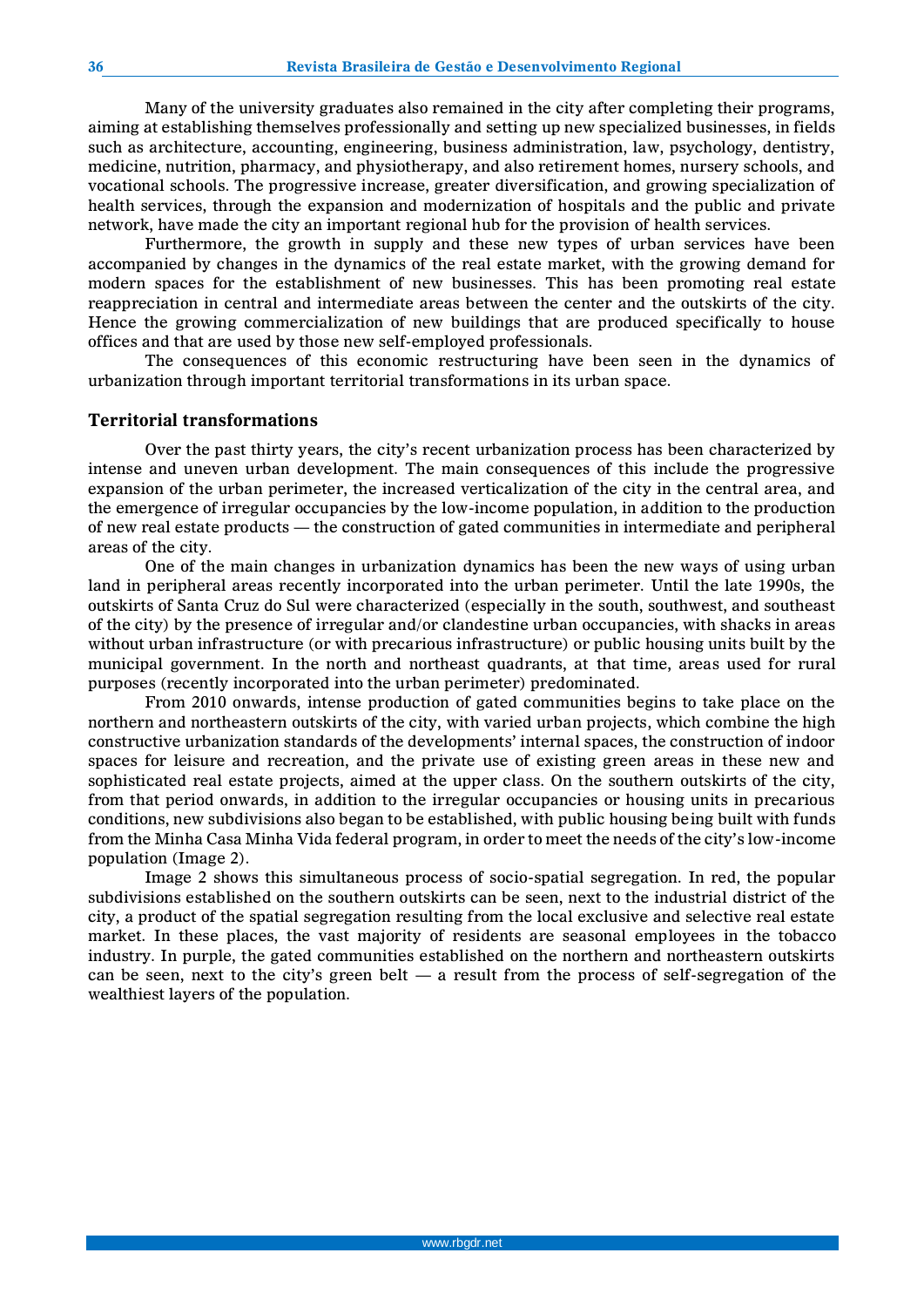Many of the university graduates also remained in the city after completing their programs, aiming at establishing themselves professionally and setting up new specialized businesses, in fields such as architecture, accounting, engineering, business administration, law, psychology, dentistry, medicine, nutrition, pharmacy, and physiotherapy, and also retirement homes, nursery schools, and vocational schools. The progressive increase, greater diversification, and growing specialization of health services, through the expansion and modernization of hospitals and the public and private network, have made the city an important regional hub for the provision of health services.

Furthermore, the growth in supply and these new types of urban services have been accompanied by changes in the dynamics of the real estate market, with the growing demand for modern spaces for the establishment of new businesses. This has been promoting real estate reappreciation in central and intermediate areas between the center and the outskirts of the city. Hence the growing commercialization of new buildings that are produced specifically to house offices and that are used by those new self-employed professionals.

The consequences of this economic restructuring have been seen in the dynamics of urbanization through important territorial transformations in its urban space.

## Territorial transformations

Over the past thirty years, the city's recent urbanization process has been characterized by intense and uneven urban development. The main consequences of this include the progressive expansion of the urban perimeter, the increased verticalization of the city in the central area, and the emergence of irregular occupancies by the low-income population, in addition to the production of new real estate products — the construction of gated communities in intermediate and peripheral areas of the city.

One of the main changes in urbanization dynamics has been the new ways of using urban land in peripheral areas recently incorporated into the urban perimeter. Until the late 1990s, the outskirts of Santa Cruz do Sul were characterized (especially in the south, southwest, and southeast of the city) by the presence of irregular and/or clandestine urban occupancies, with shacks in areas without urban infrastructure (or with precarious infrastructure) or public housing units built by the municipal government. In the north and northeast quadrants, at that time, areas used for rural purposes (recently incorporated into the urban perimeter) predominated.

From 2010 onwards, intense production of gated communities begins to take place on the northern and northeastern outskirts of the city, with varied urban projects, which combine the high constructive urbanization standards of the developments' internal spaces, the construction of indoor spaces for leisure and recreation, and the private use of existing green areas in these new and sophisticated real estate projects, aimed at the upper class. On the southern outskirts of the city, from that period onwards, in addition to the irregular occupancies or housing units in precarious conditions, new subdivisions also began to be established, with public housing being built with funds from the Minha Casa Minha Vida federal program, in order to meet the needs of the city's low-income population (Image 2).

Image 2 shows this simultaneous process of socio-spatial segregation. In red, the popular subdivisions established on the southern outskirts can be seen, next to the industrial district of the city, a product of the spatial segregation resulting from the local exclusive and selective real estate market. In these places, the vast majority of residents are seasonal employees in the tobacco industry. In purple, the gated communities established on the northern and northeastern outskirts can be seen, next to the city's green belt — a result from the process of self-segregation of the wealthiest layers of the population.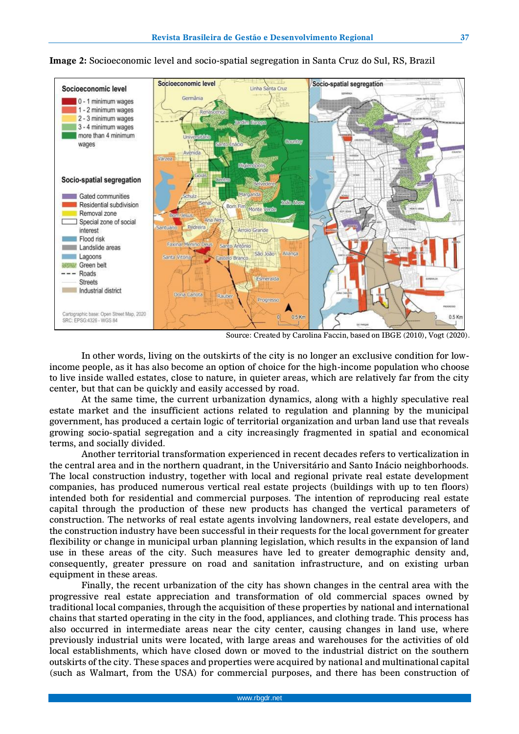**Image 2:** Socioeconomic level and socio-spatial segregation in Santa Cruz do Sul, RS, Brazil

Source: Created by Carolina Faccin, based on IBGE (2010), Vogt (2020).

In other words, living on the outskirts of the city is no longer an exclusive condition for low-income people, as it has also become an option of choice for the high-income population who choose to live inside walled estates, close to nature, in quieter areas, which are relatively far from the city center, but that can be quickly and easily accessed by road.

At the same time, the current urbanization dynamics, along with a highly speculative real estate market and the insufficient actions related to regulation and planning by the municipal government, has produced a certain logic of territorial organization and urban land use that reveals growing socio-spatial segregation and a city increasingly fragmented in spatial and economical terms, and socially divided.

Another territorial transformation experienced in recent decades refers to verticalization in the central area and in the northern quadrant, in the Universitário and Santo Inácio neighborhoods. The local construction industry, together with local and regional private real estate development companies, has produced numerous vertical real estate projects (buildings with up to ten floors) intended both for residential and commercial purposes. The intention of reproducing real estate capital through the production of these new products has changed the vertical parameters of construction. The networks of real estate agents involving landowners, real estate developers, and the construction industry have been successful in their requests for the local government for greater flexibility or change in municipal urban planning legislation, which results in the expansion of land use in these areas of the city. Such measures have led to greater demographic density and, consequently, greater pressure on road and sanitation infrastructure, and on existing urban equipment in these areas.

Finally, the recent urbanization of the city has shown changes in the central area with the progressive real estate appreciation and transformation of old commercial spaces owned by traditional local companies, through the acquisition of these properties by national and international chains that started operating in the city in the food, appliances, and clothing trade. This process has also occurred in intermediate areas near the city center, causing changes in land use, where previously industrial units were located, with large areas and warehouses for the activities of old local establishments, which have closed down or moved to the industrial district on the southern outskirts of the city. These spaces and properties were acquired by national and multinational capital (such as Walmart, from the USA) for commercial purposes, and there has been construction of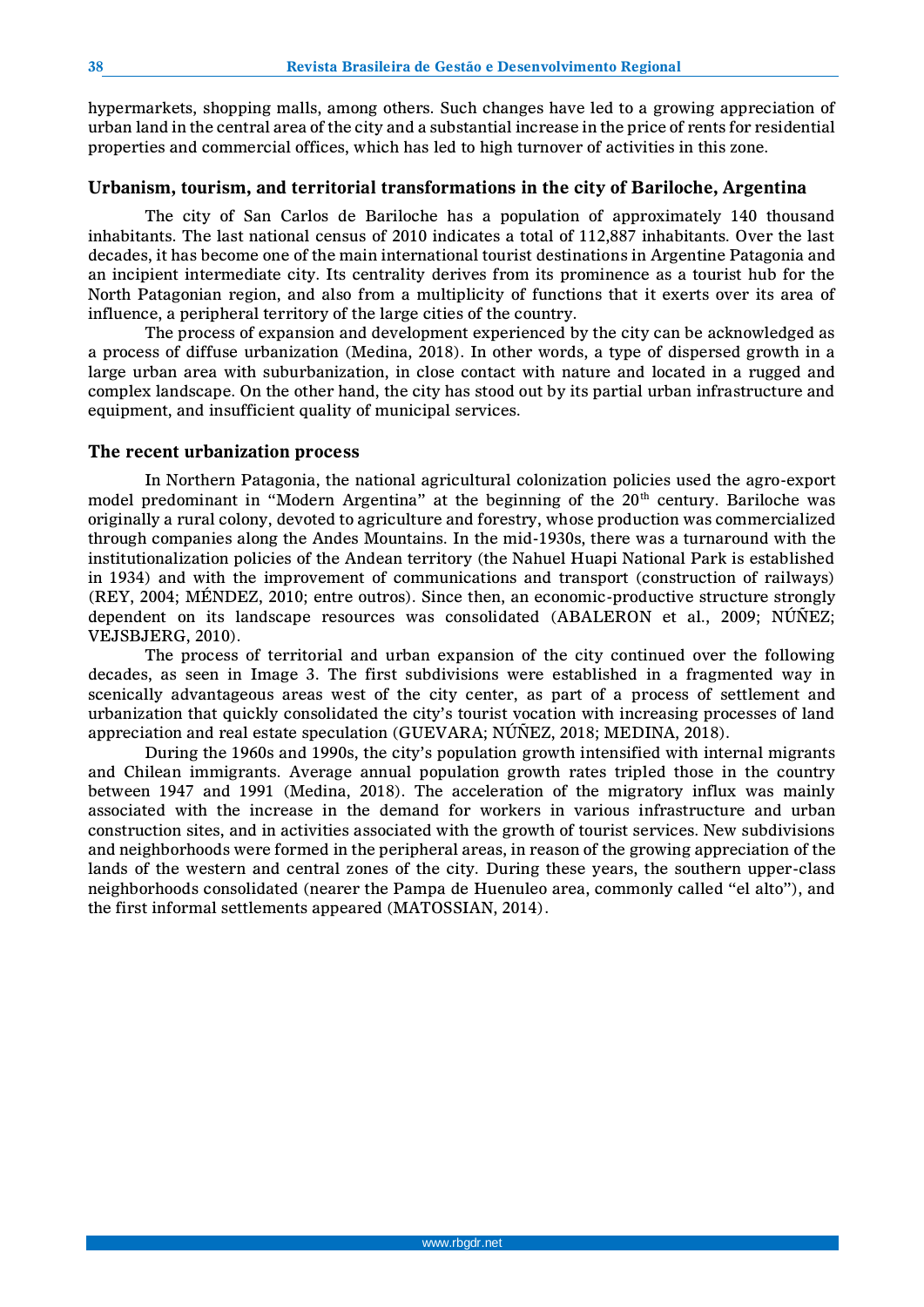hypermarkets, shopping malls, among others. Such changes have led to a growing appreciation of urban land in the central area of the city and a substantial increase in the price of rents for residential properties and commercial offices, which has led to high turnover of activities in this zone.

## Urbanism, tourism, and territorial transformations in the city of Bariloche, Argentina

The city of San Carlos de Bariloche has a population of approximately 140 thousand inhabitants. The last national census of 2010 indicates a total of 112,887 inhabitants. Over the last decades, it has become one of the main international tourist destinations in Argentine Patagonia and an incipient intermediate city. Its centrality derives from its prominence as a tourist hub for the North Patagonian region, and also from a multiplicity of functions that it exerts over its area of influence, a peripheral territory of the large cities of the country.

The process of expansion and development experienced by the city can be acknowledged as a process of diffuse urbanization (Medina, 2018). In other words, a type of dispersed growth in a large urban area with suburbanization, in close contact with nature and located in a rugged and complex landscape. On the other hand, the city has stood out by its partial urban infrastructure and equipment, and insufficient quality of municipal services.

### The recent urbanization process

In Northern Patagonia, the national agricultural colonization policies used the agro-export model predominant in "Modern Argentina" at the beginning of the 20th century. Bariloche was originally a rural colony, devoted to agriculture and forestry, whose production was commercialized through companies along the Andes Mountains. In the mid-1930s, there was a turnaround with the institutionalization policies of the Andean territory (the Nahuel Huapi National Park is established in 1934) and with the improvement of communications and transport (construction of railways) (REY, 2004; MÉNDEZ, 2010; entre outros). Since then, an economic-productive structure strongly dependent on its landscape resources was consolidated (ABALERON et al., 2009; NÚÑEZ; VEJSBJERG, 2010).

The process of territorial and urban expansion of the city continued over the following decades, as seen in Image 3. The first subdivisions were established in a fragmented way in scenically advantageous areas west of the city center, as part of a process of settlement and urbanization that quickly consolidated the city's tourist vocation with increasing processes of land appreciation and real estate speculation (GUEVARA; NÚÑEZ, 2018; MEDINA, 2018).

During the 1960s and 1990s, the city's population growth intensified with internal migrants and Chilean immigrants. Average annual population growth rates tripled those in the country between 1947 and 1991 (Medina, 2018). The acceleration of the migratory influx was mainly associated with the increase in the demand for workers in various infrastructure and urban construction sites, and in activities associated with the growth of tourist services. New subdivisions and neighborhoods were formed in the peripheral areas, in reason of the growing appreciation of the lands of the western and central zones of the city. During these years, the southern upper-class neighborhoods consolidated (nearer the Pampa de Huenuleo area, commonly called "el alto"), and the first informal settlements appeared (MATOSSIAN, 2014).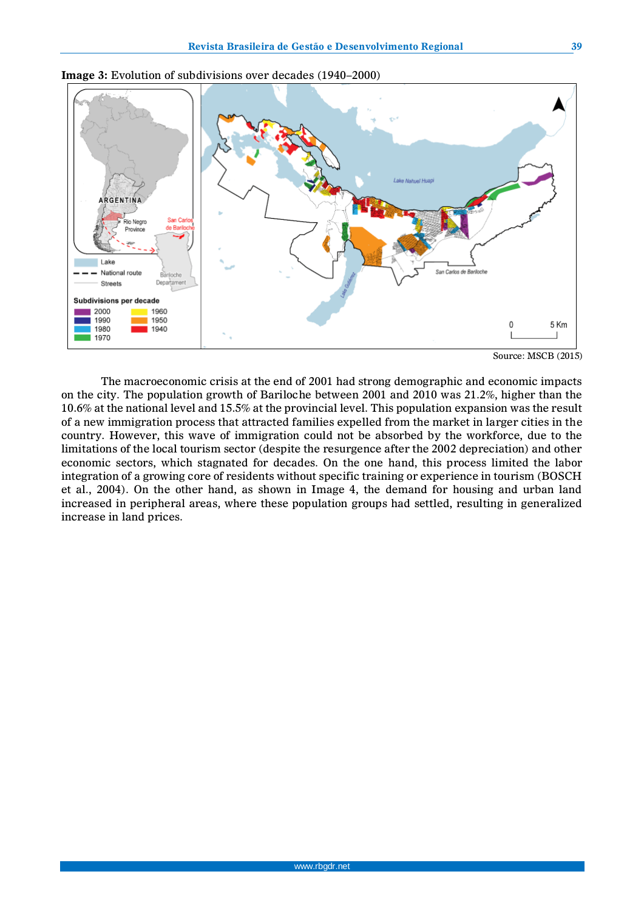**Image 3:** Evolution of subdivisions over decades (1940–2000)

Source: MSCB (2015)

The macroeconomic crisis at the end of 2001 had strong demographic and economic impacts on the city. The population growth of Bariloche between 2001 and 2010 was 21.2%, higher than the 10.6% at the national level and 15.5% at the provincial level. This population expansion was the result of a new immigration process that attracted families expelled from the market in larger cities in the country. However, this wave of immigration could not be absorbed by the workforce, due to the limitations of the local tourism sector (despite the resurgence after the 2002 depreciation) and other economic sectors, which stagnated for decades. On the one hand, this process limited the labor integration of a growing core of residents without specific training or experience in tourism (BOSCH et al., 2004). On the other hand, as shown in Image 4, the demand for housing and urban land increased in peripheral areas, where these population groups had settled, resulting in generalized increase in land prices.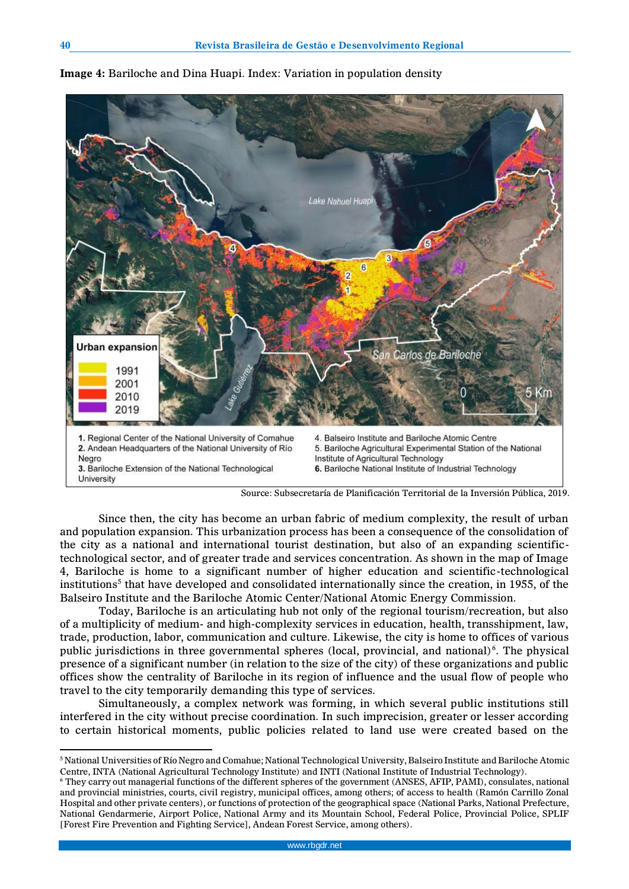**Image 4:** Bariloche and Dina Huapi. Index: Variation in population density

1. Regional Center of the National University of Comahue
2. Andean Headquarters of the National University of Río Negro
3. Bariloche Extension of the National Technological University
4. Balseiro Institute and Bariloche Atomic Centre
5. Bariloche Agricultural Experimental Station of the National Institute of Agricultural Technology
6. Bariloche National Institute of Industrial Technology

Source: Subsecretaría de Planificación Territorial de la Inversión Pública, 2019.

Since then, the city has become an urban fabric of medium complexity, the result of urban and population expansion. This urbanization process has been a consequence of the consolidation of the city as a national and international tourist destination, but also of an expanding scientific-technological sector, and of greater trade and services concentration. As shown in the map of Image 4, Bariloche is home to a significant number of higher education and scientific-technological institutions[5] that have developed and consolidated internationally since the creation, in 1955, of the Balseiro Institute and the Bariloche Atomic Center/National Atomic Energy Commission.

Today, Bariloche is an articulating hub not only of the regional tourism/recreation, but also of a multiplicity of medium- and high-complexity services in education, health, transshipment, law, trade, production, labor, communication and culture. Likewise, the city is home to offices of various public jurisdictions in three governmental spheres (local, provincial, and national)[6]. The physical presence of a significant number (in relation to the size of the city) of these organizations and public offices show the centrality of Bariloche in its region of influence and the usual flow of people who travel to the city temporarily demanding this type of services.

Simultaneously, a complex network was forming, in which several public institutions still interfered in the city without precise coordination. In such imprecision, greater or lesser according to certain historical moments, public policies related to land use were created based on the

---

[5] National Universities of Río Negro and Comahue; National Technological University, Balseiro Institute and Bariloche Atomic Centre, INTA (National Agricultural Technology Institute) and INTI (National Institute of Industrial Technology).

[6] They carry out managerial functions of the different spheres of the government (ANSES, AFIP, PAMI), consulates, national and provincial ministries, courts, civil registry, municipal offices, among others; of access to health (Ramón Carrillo Zonal Hospital and other private centers), or functions of protection of the geographical space (National Parks, National Prefecture, National Gendarmerie, Airport Police, National Army and its Mountain School, Federal Police, Provincial Police, SPLIF [Forest Fire Prevention and Fighting Service], Andean Forest Service, among others).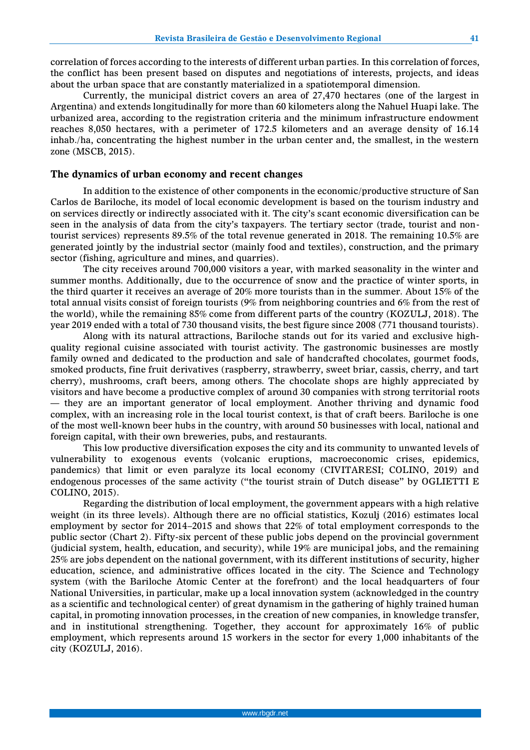correlation of forces according to the interests of different urban parties. In this correlation of forces, the conflict has been present based on disputes and negotiations of interests, projects, and ideas about the urban space that are constantly materialized in a spatiotemporal dimension.

Currently, the municipal district covers an area of 27,470 hectares (one of the largest in Argentina) and extends longitudinally for more than 60 kilometers along the Nahuel Huapi lake. The urbanized area, according to the registration criteria and the minimum infrastructure endowment reaches 8,050 hectares, with a perimeter of 172.5 kilometers and an average density of 16.14 inhab./ha, concentrating the highest number in the urban center and, the smallest, in the western zone (MSCB, 2015).

## The dynamics of urban economy and recent changes

In addition to the existence of other components in the economic/productive structure of San Carlos de Bariloche, its model of local economic development is based on the tourism industry and on services directly or indirectly associated with it. The city's scant economic diversification can be seen in the analysis of data from the city's taxpayers. The tertiary sector (trade, tourist and non-tourist services) represents 89.5% of the total revenue generated in 2018. The remaining 10.5% are generated jointly by the industrial sector (mainly food and textiles), construction, and the primary sector (fishing, agriculture and mines, and quarries).

The city receives around 700,000 visitors a year, with marked seasonality in the winter and summer months. Additionally, due to the occurrence of snow and the practice of winter sports, in the third quarter it receives an average of 20% more tourists than in the summer. About 15% of the total annual visits consist of foreign tourists (9% from neighboring countries and 6% from the rest of the world), while the remaining 85% come from different parts of the country (KOZULJ, 2018). The year 2019 ended with a total of 730 thousand visits, the best figure since 2008 (771 thousand tourists).

Along with its natural attractions, Bariloche stands out for its varied and exclusive high-quality regional cuisine associated with tourist activity. The gastronomic businesses are mostly family owned and dedicated to the production and sale of handcrafted chocolates, gourmet foods, smoked products, fine fruit derivatives (raspberry, strawberry, sweet briar, cassis, cherry, and tart cherry), mushrooms, craft beers, among others. The chocolate shops are highly appreciated by visitors and have become a productive complex of around 30 companies with strong territorial roots — they are an important generator of local employment. Another thriving and dynamic food complex, with an increasing role in the local tourist context, is that of craft beers. Bariloche is one of the most well-known beer hubs in the country, with around 50 businesses with local, national and foreign capital, with their own breweries, pubs, and restaurants.

This low productive diversification exposes the city and its community to unwanted levels of vulnerability to exogenous events (volcanic eruptions, macroeconomic crises, epidemics, pandemics) that limit or even paralyze its local economy (CIVITARESI; COLINO, 2019) and endogenous processes of the same activity ("the tourist strain of Dutch disease" by OGLIETTI E COLINO, 2015).

Regarding the distribution of local employment, the government appears with a high relative weight (in its three levels). Although there are no official statistics, Kozulj (2016) estimates local employment by sector for 2014–2015 and shows that 22% of total employment corresponds to the public sector (Chart 2). Fifty-six percent of these public jobs depend on the provincial government (judicial system, health, education, and security), while 19% are municipal jobs, and the remaining 25% are jobs dependent on the national government, with its different institutions of security, higher education, science, and administrative offices located in the city. The Science and Technology system (with the Bariloche Atomic Center at the forefront) and the local headquarters of four National Universities, in particular, make up a local innovation system (acknowledged in the country as a scientific and technological center) of great dynamism in the gathering of highly trained human capital, in promoting innovation processes, in the creation of new companies, in knowledge transfer, and in institutional strengthening. Together, they account for approximately 16% of public employment, which represents around 15 workers in the sector for every 1,000 inhabitants of the city (KOZULJ, 2016).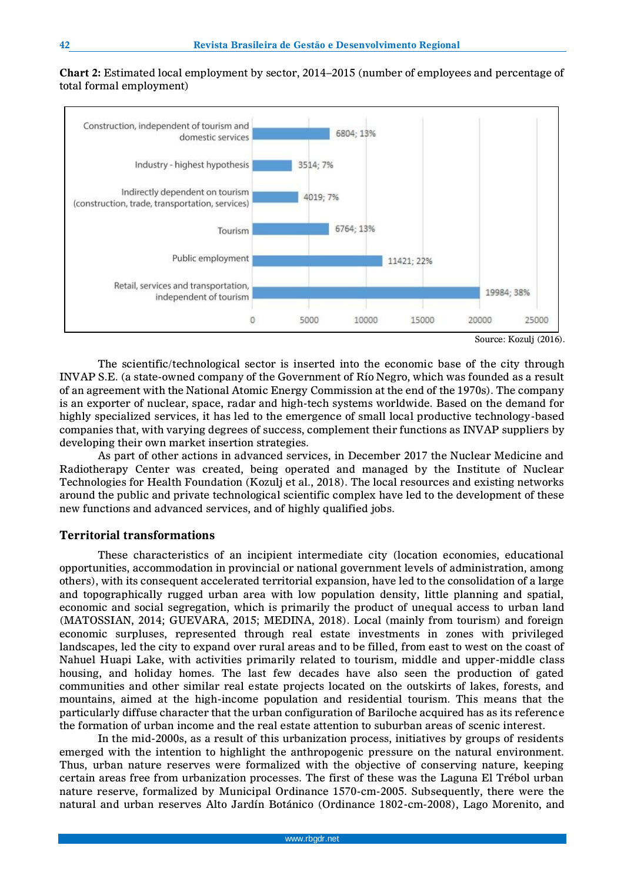**Chart 2:** Estimated local employment by sector, 2014–2015 (number of employees and percentage of total formal employment)

| Sector | Number of employees; % |
|---|---|
| Construction, independent of tourism and domestic services | 6804; 13% |
| Industry - highest hypothesis | 3514; 7% |
| Indirectly dependent on tourism (construction, trade, transportation, services) | 4019; 7% |
| Tourism | 6764; 13% |
| Public employment | 11421; 22% |
| Retail, services and transportation, independent of tourism | 19984; 38% |

Source: Kozulj (2016).

The scientific/technological sector is inserted into the economic base of the city through INVAP S.E. (a state-owned company of the Government of Río Negro, which was founded as a result of an agreement with the National Atomic Energy Commission at the end of the 1970s). The company is an exporter of nuclear, space, radar and high-tech systems worldwide. Based on the demand for highly specialized services, it has led to the emergence of small local productive technology-based companies that, with varying degrees of success, complement their functions as INVAP suppliers by developing their own market insertion strategies.

As part of other actions in advanced services, in December 2017 the Nuclear Medicine and Radiotherapy Center was created, being operated and managed by the Institute of Nuclear Technologies for Health Foundation (Kozulj et al., 2018). The local resources and existing networks around the public and private technological scientific complex have led to the development of these new functions and advanced services, and of highly qualified jobs.

## Territorial transformations

These characteristics of an incipient intermediate city (location economies, educational opportunities, accommodation in provincial or national government levels of administration, among others), with its consequent accelerated territorial expansion, have led to the consolidation of a large and topographically rugged urban area with low population density, little planning and spatial, economic and social segregation, which is primarily the product of unequal access to urban land (MATOSSIAN, 2014; GUEVARA, 2015; MEDINA, 2018). Local (mainly from tourism) and foreign economic surpluses, represented through real estate investments in zones with privileged landscapes, led the city to expand over rural areas and to be filled, from east to west on the coast of Nahuel Huapi Lake, with activities primarily related to tourism, middle and upper-middle class housing, and holiday homes. The last few decades have also seen the production of gated communities and other similar real estate projects located on the outskirts of lakes, forests, and mountains, aimed at the high-income population and residential tourism. This means that the particularly diffuse character that the urban configuration of Bariloche acquired has as its reference the formation of urban income and the real estate attention to suburban areas of scenic interest.

In the mid-2000s, as a result of this urbanization process, initiatives by groups of residents emerged with the intention to highlight the anthropogenic pressure on the natural environment. Thus, urban nature reserves were formalized with the objective of conserving nature, keeping certain areas free from urbanization processes. The first of these was the Laguna El Trébol urban nature reserve, formalized by Municipal Ordinance 1570-cm-2005. Subsequently, there were the natural and urban reserves Alto Jardín Botánico (Ordinance 1802-cm-2008), Lago Morenito, and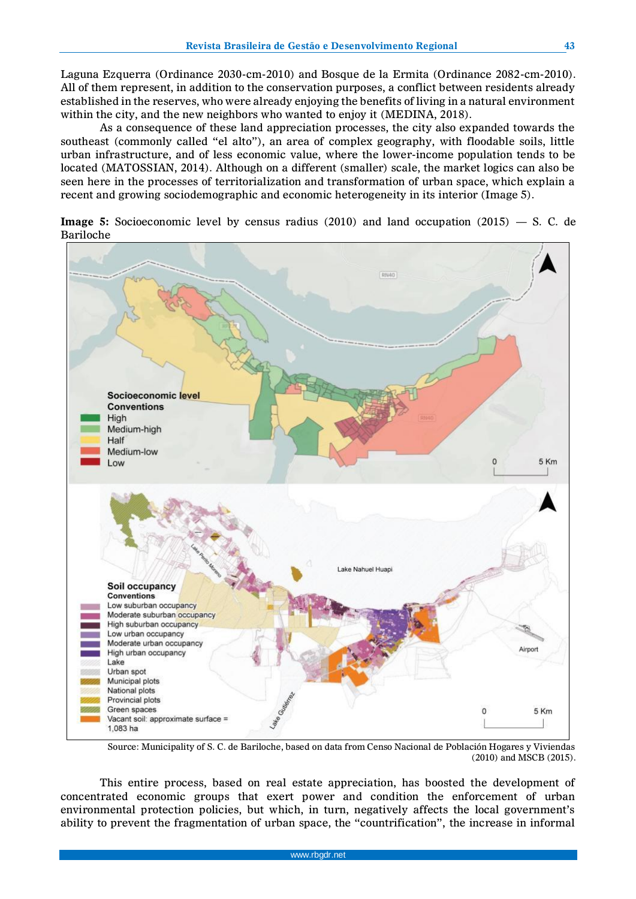Laguna Ezquerra (Ordinance 2030-cm-2010) and Bosque de la Ermita (Ordinance 2082-cm-2010). All of them represent, in addition to the conservation purposes, a conflict between residents already established in the reserves, who were already enjoying the benefits of living in a natural environment within the city, and the new neighbors who wanted to enjoy it (MEDINA, 2018).

As a consequence of these land appreciation processes, the city also expanded towards the southeast (commonly called "el alto"), an area of complex geography, with floodable soils, little urban infrastructure, and of less economic value, where the lower-income population tends to be located (MATOSSIAN, 2014). Although on a different (smaller) scale, the market logics can also be seen here in the processes of territorialization and transformation of urban space, which explain a recent and growing sociodemographic and economic heterogeneity in its interior (Image 5).

**Image 5:** Socioeconomic level by census radius (2010) and land occupation (2015) — S. C. de Bariloche

Source: Municipality of S. C. de Bariloche, based on data from Censo Nacional de Población Hogares y Viviendas (2010) and MSCB (2015).

This entire process, based on real estate appreciation, has boosted the development of concentrated economic groups that exert power and condition the enforcement of urban environmental protection policies, but which, in turn, negatively affects the local government's ability to prevent the fragmentation of urban space, the "countrification", the increase in informal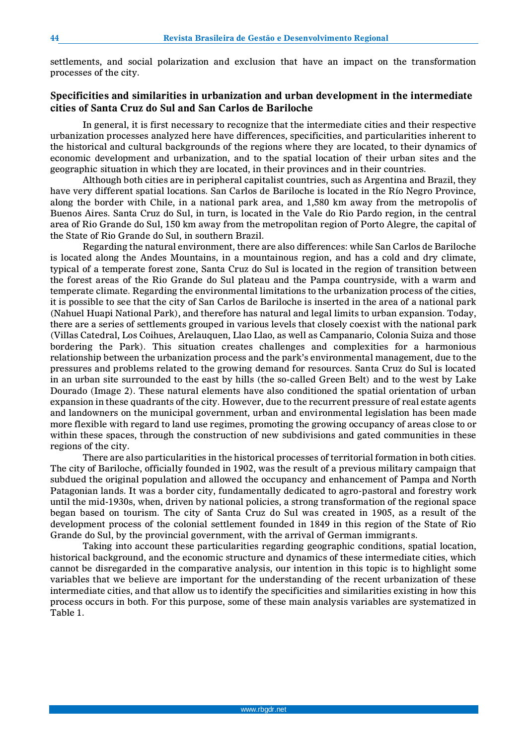settlements, and social polarization and exclusion that have an impact on the transformation processes of the city.

## Specificities and similarities in urbanization and urban development in the intermediate cities of Santa Cruz do Sul and San Carlos de Bariloche

In general, it is first necessary to recognize that the intermediate cities and their respective urbanization processes analyzed here have differences, specificities, and particularities inherent to the historical and cultural backgrounds of the regions where they are located, to their dynamics of economic development and urbanization, and to the spatial location of their urban sites and the geographic situation in which they are located, in their provinces and in their countries.

Although both cities are in peripheral capitalist countries, such as Argentina and Brazil, they have very different spatial locations. San Carlos de Bariloche is located in the Río Negro Province, along the border with Chile, in a national park area, and 1,580 km away from the metropolis of Buenos Aires. Santa Cruz do Sul, in turn, is located in the Vale do Rio Pardo region, in the central area of Rio Grande do Sul, 150 km away from the metropolitan region of Porto Alegre, the capital of the State of Rio Grande do Sul, in southern Brazil.

Regarding the natural environment, there are also differences: while San Carlos de Bariloche is located along the Andes Mountains, in a mountainous region, and has a cold and dry climate, typical of a temperate forest zone, Santa Cruz do Sul is located in the region of transition between the forest areas of the Rio Grande do Sul plateau and the Pampa countryside, with a warm and temperate climate. Regarding the environmental limitations to the urbanization process of the cities, it is possible to see that the city of San Carlos de Bariloche is inserted in the area of a national park (Nahuel Huapi National Park), and therefore has natural and legal limits to urban expansion. Today, there are a series of settlements grouped in various levels that closely coexist with the national park (Villas Catedral, Los Coihues, Arelauquen, Llao Llao, as well as Campanario, Colonia Suiza and those bordering the Park). This situation creates challenges and complexities for a harmonious relationship between the urbanization process and the park's environmental management, due to the pressures and problems related to the growing demand for resources. Santa Cruz do Sul is located in an urban site surrounded to the east by hills (the so-called Green Belt) and to the west by Lake Dourado (Image 2). These natural elements have also conditioned the spatial orientation of urban expansion in these quadrants of the city. However, due to the recurrent pressure of real estate agents and landowners on the municipal government, urban and environmental legislation has been made more flexible with regard to land use regimes, promoting the growing occupancy of areas close to or within these spaces, through the construction of new subdivisions and gated communities in these regions of the city.

There are also particularities in the historical processes of territorial formation in both cities. The city of Bariloche, officially founded in 1902, was the result of a previous military campaign that subdued the original population and allowed the occupancy and enhancement of Pampa and North Patagonian lands. It was a border city, fundamentally dedicated to agro-pastoral and forestry work until the mid-1930s, when, driven by national policies, a strong transformation of the regional space began based on tourism. The city of Santa Cruz do Sul was created in 1905, as a result of the development process of the colonial settlement founded in 1849 in this region of the State of Rio Grande do Sul, by the provincial government, with the arrival of German immigrants.

Taking into account these particularities regarding geographic conditions, spatial location, historical background, and the economic structure and dynamics of these intermediate cities, which cannot be disregarded in the comparative analysis, our intention in this topic is to highlight some variables that we believe are important for the understanding of the recent urbanization of these intermediate cities, and that allow us to identify the specificities and similarities existing in how this process occurs in both. For this purpose, some of these main analysis variables are systematized in Table 1.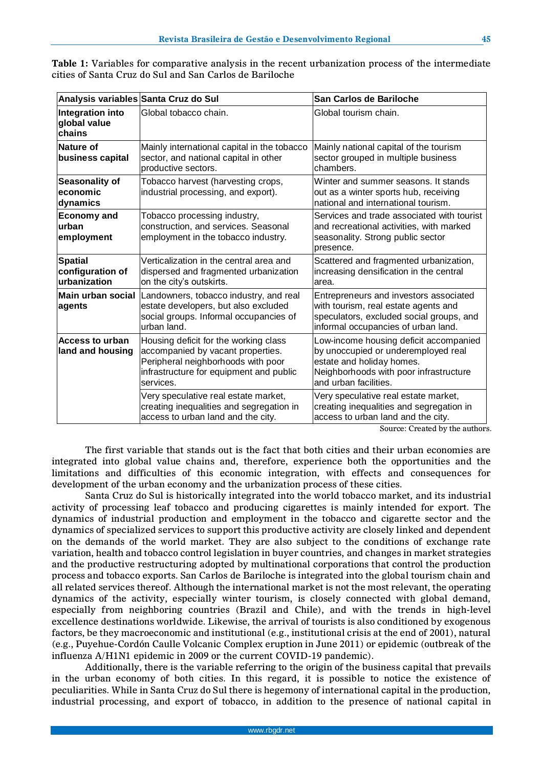**Table 1:** Variables for comparative analysis in the recent urbanization process of the intermediate cities of Santa Cruz do Sul and San Carlos de Bariloche

| Analysis variables | Santa Cruz do Sul | San Carlos de Bariloche |
|---|---|---|
| **Integration into global value chains** | Global tobacco chain. | Global tourism chain. |
| **Nature of business capital** | Mainly international capital in the tobacco sector, and national capital in other productive sectors. | Mainly national capital of the tourism sector grouped in multiple business chambers. |
| **Seasonality of economic dynamics** | Tobacco harvest (harvesting crops, industrial processing, and export). | Winter and summer seasons. It stands out as a winter sports hub, receiving national and international tourism. |
| **Economy and urban employment** | Tobacco processing industry, construction, and services. Seasonal employment in the tobacco industry. | Services and trade associated with tourist and recreational activities, with marked seasonality. Strong public sector presence. |
| **Spatial configuration of urbanization** | Verticalization in the central area and dispersed and fragmented urbanization on the city's outskirts. | Scattered and fragmented urbanization, increasing densification in the central area. |
| **Main urban social agents** | Landowners, tobacco industry, and real estate developers, but also excluded social groups. Informal occupancies of urban land. | Entrepreneurs and investors associated with tourism, real estate agents and speculators, excluded social groups, and informal occupancies of urban land. |
| **Access to urban land and housing** | Housing deficit for the working class accompanied by vacant properties. Peripheral neighborhoods with poor infrastructure for equipment and public services. | Low-income housing deficit accompanied by unoccupied or underemployed real estate and holiday homes. Neighborhoods with poor infrastructure and urban facilities. |
| | Very speculative real estate market, creating inequalities and segregation in access to urban land and the city. | Very speculative real estate market, creating inequalities and segregation in access to urban land and the city. |

Source: Created by the authors.

The first variable that stands out is the fact that both cities and their urban economies are integrated into global value chains and, therefore, experience both the opportunities and the limitations and difficulties of this economic integration, with effects and consequences for development of the urban economy and the urbanization process of these cities.

Santa Cruz do Sul is historically integrated into the world tobacco market, and its industrial activity of processing leaf tobacco and producing cigarettes is mainly intended for export. The dynamics of industrial production and employment in the tobacco and cigarette sector and the dynamics of specialized services to support this productive activity are closely linked and dependent on the demands of the world market. They are also subject to the conditions of exchange rate variation, health and tobacco control legislation in buyer countries, and changes in market strategies and the productive restructuring adopted by multinational corporations that control the production process and tobacco exports. San Carlos de Bariloche is integrated into the global tourism chain and all related services thereof. Although the international market is not the most relevant, the operating dynamics of the activity, especially winter tourism, is closely connected with global demand, especially from neighboring countries (Brazil and Chile), and with the trends in high-level excellence destinations worldwide. Likewise, the arrival of tourists is also conditioned by exogenous factors, be they macroeconomic and institutional (e.g., institutional crisis at the end of 2001), natural (e.g., Puyehue-Cordón Caulle Volcanic Complex eruption in June 2011) or epidemic (outbreak of the influenza A/H1N1 epidemic in 2009 or the current COVID-19 pandemic).

Additionally, there is the variable referring to the origin of the business capital that prevails in the urban economy of both cities. In this regard, it is possible to notice the existence of peculiarities. While in Santa Cruz do Sul there is hegemony of international capital in the production, industrial processing, and export of tobacco, in addition to the presence of national capital in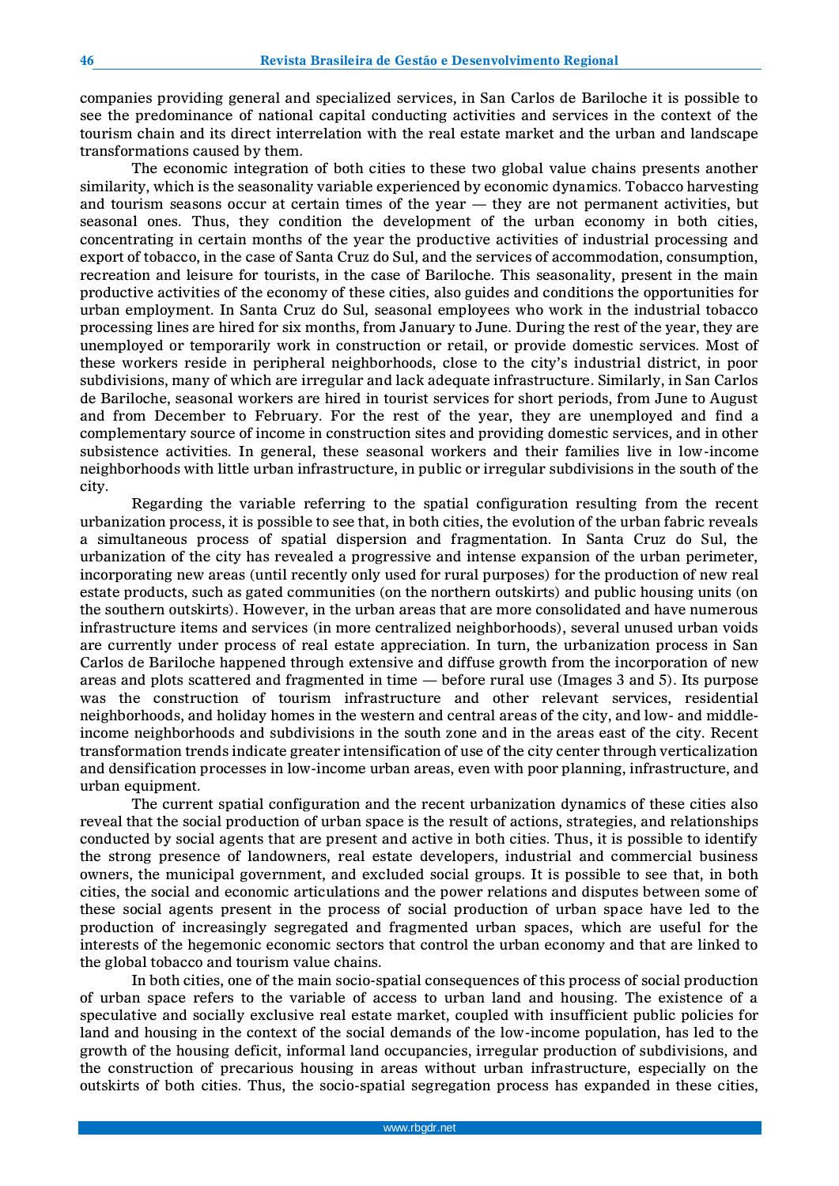companies providing general and specialized services, in San Carlos de Bariloche it is possible to see the predominance of national capital conducting activities and services in the context of the tourism chain and its direct interrelation with the real estate market and the urban and landscape transformations caused by them.

The economic integration of both cities to these two global value chains presents another similarity, which is the seasonality variable experienced by economic dynamics. Tobacco harvesting and tourism seasons occur at certain times of the year — they are not permanent activities, but seasonal ones. Thus, they condition the development of the urban economy in both cities, concentrating in certain months of the year the productive activities of industrial processing and export of tobacco, in the case of Santa Cruz do Sul, and the services of accommodation, consumption, recreation and leisure for tourists, in the case of Bariloche. This seasonality, present in the main productive activities of the economy of these cities, also guides and conditions the opportunities for urban employment. In Santa Cruz do Sul, seasonal employees who work in the industrial tobacco processing lines are hired for six months, from January to June. During the rest of the year, they are unemployed or temporarily work in construction or retail, or provide domestic services. Most of these workers reside in peripheral neighborhoods, close to the city's industrial district, in poor subdivisions, many of which are irregular and lack adequate infrastructure. Similarly, in San Carlos de Bariloche, seasonal workers are hired in tourist services for short periods, from June to August and from December to February. For the rest of the year, they are unemployed and find a complementary source of income in construction sites and providing domestic services, and in other subsistence activities. In general, these seasonal workers and their families live in low-income neighborhoods with little urban infrastructure, in public or irregular subdivisions in the south of the city.

Regarding the variable referring to the spatial configuration resulting from the recent urbanization process, it is possible to see that, in both cities, the evolution of the urban fabric reveals a simultaneous process of spatial dispersion and fragmentation. In Santa Cruz do Sul, the urbanization of the city has revealed a progressive and intense expansion of the urban perimeter, incorporating new areas (until recently only used for rural purposes) for the production of new real estate products, such as gated communities (on the northern outskirts) and public housing units (on the southern outskirts). However, in the urban areas that are more consolidated and have numerous infrastructure items and services (in more centralized neighborhoods), several unused urban voids are currently under process of real estate appreciation. In turn, the urbanization process in San Carlos de Bariloche happened through extensive and diffuse growth from the incorporation of new areas and plots scattered and fragmented in time — before rural use (Images 3 and 5). Its purpose was the construction of tourism infrastructure and other relevant services, residential neighborhoods, and holiday homes in the western and central areas of the city, and low- and middle-income neighborhoods and subdivisions in the south zone and in the areas east of the city. Recent transformation trends indicate greater intensification of use of the city center through verticalization and densification processes in low-income urban areas, even with poor planning, infrastructure, and urban equipment.

The current spatial configuration and the recent urbanization dynamics of these cities also reveal that the social production of urban space is the result of actions, strategies, and relationships conducted by social agents that are present and active in both cities. Thus, it is possible to identify the strong presence of landowners, real estate developers, industrial and commercial business owners, the municipal government, and excluded social groups. It is possible to see that, in both cities, the social and economic articulations and the power relations and disputes between some of these social agents present in the process of social production of urban space have led to the production of increasingly segregated and fragmented urban spaces, which are useful for the interests of the hegemonic economic sectors that control the urban economy and that are linked to the global tobacco and tourism value chains.

In both cities, one of the main socio-spatial consequences of this process of social production of urban space refers to the variable of access to urban land and housing. The existence of a speculative and socially exclusive real estate market, coupled with insufficient public policies for land and housing in the context of the social demands of the low-income population, has led to the growth of the housing deficit, informal land occupancies, irregular production of subdivisions, and the construction of precarious housing in areas without urban infrastructure, especially on the outskirts of both cities. Thus, the socio-spatial segregation process has expanded in these cities,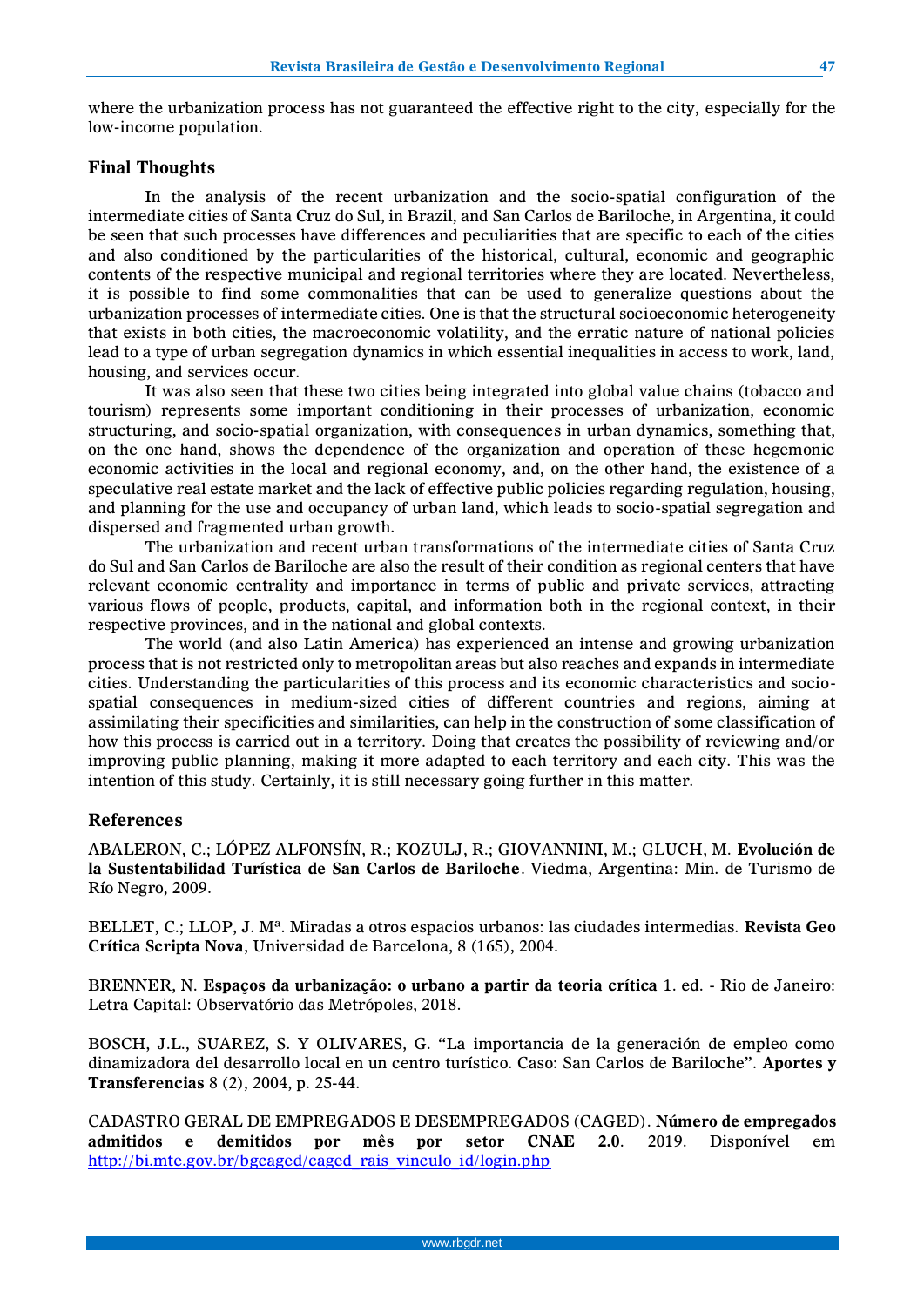where the urbanization process has not guaranteed the effective right to the city, especially for the low-income population.

## Final Thoughts

In the analysis of the recent urbanization and the socio-spatial configuration of the intermediate cities of Santa Cruz do Sul, in Brazil, and San Carlos de Bariloche, in Argentina, it could be seen that such processes have differences and peculiarities that are specific to each of the cities and also conditioned by the particularities of the historical, cultural, economic and geographic contents of the respective municipal and regional territories where they are located. Nevertheless, it is possible to find some commonalities that can be used to generalize questions about the urbanization processes of intermediate cities. One is that the structural socioeconomic heterogeneity that exists in both cities, the macroeconomic volatility, and the erratic nature of national policies lead to a type of urban segregation dynamics in which essential inequalities in access to work, land, housing, and services occur.

It was also seen that these two cities being integrated into global value chains (tobacco and tourism) represents some important conditioning in their processes of urbanization, economic structuring, and socio-spatial organization, with consequences in urban dynamics, something that, on the one hand, shows the dependence of the organization and operation of these hegemonic economic activities in the local and regional economy, and, on the other hand, the existence of a speculative real estate market and the lack of effective public policies regarding regulation, housing, and planning for the use and occupancy of urban land, which leads to socio-spatial segregation and dispersed and fragmented urban growth.

The urbanization and recent urban transformations of the intermediate cities of Santa Cruz do Sul and San Carlos de Bariloche are also the result of their condition as regional centers that have relevant economic centrality and importance in terms of public and private services, attracting various flows of people, products, capital, and information both in the regional context, in their respective provinces, and in the national and global contexts.

The world (and also Latin America) has experienced an intense and growing urbanization process that is not restricted only to metropolitan areas but also reaches and expands in intermediate cities. Understanding the particularities of this process and its economic characteristics and socio-spatial consequences in medium-sized cities of different countries and regions, aiming at assimilating their specificities and similarities, can help in the construction of some classification of how this process is carried out in a territory. Doing that creates the possibility of reviewing and/or improving public planning, making it more adapted to each territory and each city. This was the intention of this study. Certainly, it is still necessary going further in this matter.

## References

ABALERON, C.; LÓPEZ ALFONSÍN, R.; KOZULJ, R.; GIOVANNINI, M.; GLUCH, M. **Evolución de la Sustentabilidad Turística de San Carlos de Bariloche**. Viedma, Argentina: Min. de Turismo de Río Negro, 2009.

BELLET, C.; LLOP, J. Mª. Miradas a otros espacios urbanos: las ciudades intermedias. **Revista Geo Crítica Scripta Nova**, Universidad de Barcelona, 8 (165), 2004.

BRENNER, N. **Espaços da urbanização: o urbano a partir da teoria crítica** 1. ed. - Rio de Janeiro: Letra Capital: Observatório das Metrópoles, 2018.

BOSCH, J.L., SUAREZ, S. Y OLIVARES, G. "La importancia de la generación de empleo como dinamizadora del desarrollo local en un centro turístico. Caso: San Carlos de Bariloche". **Aportes y Transferencias** 8 (2), 2004, p. 25-44.

CADASTRO GERAL DE EMPREGADOS E DESEMPREGADOS (CAGED). **Número de empregados admitidos e demitidos por mês por setor CNAE 2.0**. 2019. Disponível em http://bi.mte.gov.br/bgcaged/caged_rais_vinculo_id/login.php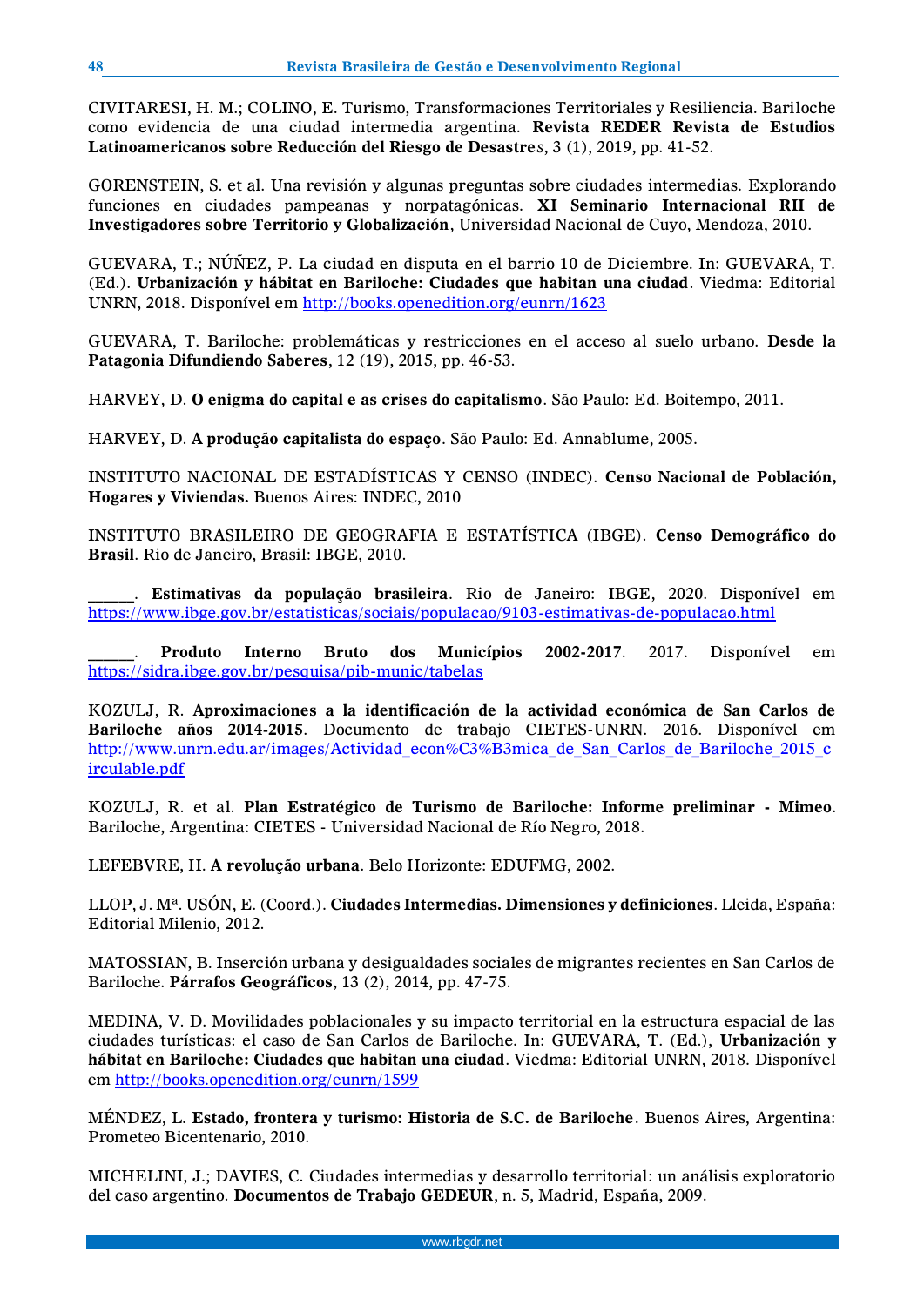CIVITARESI, H. M.; COLINO, E. Turismo, Transformaciones Territoriales y Resiliencia. Bariloche como evidencia de una ciudad intermedia argentina. **Revista REDER Revista de Estudios Latinoamericanos sobre Reducción del Riesgo de Desastre***s*, 3 (1), 2019, pp. 41-52.

GORENSTEIN, S. et al. Una revisión y algunas preguntas sobre ciudades intermedias. Explorando funciones en ciudades pampeanas y norpatagónicas. **XI Seminario Internacional RII de Investigadores sobre Territorio y Globalización**, Universidad Nacional de Cuyo, Mendoza, 2010.

GUEVARA, T.; NÚÑEZ, P. La ciudad en disputa en el barrio 10 de Diciembre. In: GUEVARA, T. (Ed.). **Urbanización y hábitat en Bariloche: Ciudades que habitan una ciudad**. Viedma: Editorial UNRN, 2018. Disponível em http://books.openedition.org/eunrn/1623

GUEVARA, T. Bariloche: problemáticas y restricciones en el acceso al suelo urbano. **Desde la Patagonia Difundiendo Saberes**, 12 (19), 2015, pp. 46-53.

HARVEY, D. **O enigma do capital e as crises do capitalismo**. São Paulo: Ed. Boitempo, 2011.

HARVEY, D. **A produção capitalista do espaço**. São Paulo: Ed. Annablume, 2005.

INSTITUTO NACIONAL DE ESTADÍSTICAS Y CENSO (INDEC). **Censo Nacional de Población, Hogares y Viviendas.** Buenos Aires: INDEC, 2010

INSTITUTO BRASILEIRO DE GEOGRAFIA E ESTATÍSTICA (IBGE). **Censo Demográfico do Brasil**. Rio de Janeiro, Brasil: IBGE, 2010.

______. **Estimativas da população brasileira**. Rio de Janeiro: IBGE, 2020. Disponível em https://www.ibge.gov.br/estatisticas/sociais/populacao/9103-estimativas-de-populacao.html

______. **Produto Interno Bruto dos Municípios 2002-2017**. 2017. Disponível em https://sidra.ibge.gov.br/pesquisa/pib-munic/tabelas

KOZULJ, R. **Aproximaciones a la identificación de la actividad económica de San Carlos de Bariloche años 2014-2015**. Documento de trabajo CIETES-UNRN. 2016. Disponível em http://www.unrn.edu.ar/images/Actividad_econ%C3%B3mica_de_San_Carlos_de_Bariloche_2015_circulable.pdf

KOZULJ, R. et al. **Plan Estratégico de Turismo de Bariloche: Informe preliminar - Mimeo**. Bariloche, Argentina: CIETES - Universidad Nacional de Río Negro, 2018.

LEFEBVRE, H. **A revolução urbana**. Belo Horizonte: EDUFMG, 2002.

LLOP, J. Mª. USÓN, E. (Coord.). **Ciudades Intermedias. Dimensiones y definiciones**. Lleida, España: Editorial Milenio, 2012.

MATOSSIAN, B. Inserción urbana y desigualdades sociales de migrantes recientes en San Carlos de Bariloche. **Párrafos Geográficos**, 13 (2), 2014, pp. 47-75.

MEDINA, V. D. Movilidades poblacionales y su impacto territorial en la estructura espacial de las ciudades turísticas: el caso de San Carlos de Bariloche. In: GUEVARA, T. (Ed.), **Urbanización y hábitat en Bariloche: Ciudades que habitan una ciudad**. Viedma: Editorial UNRN, 2018. Disponível em http://books.openedition.org/eunrn/1599

MÉNDEZ, L. **Estado, frontera y turismo: Historia de S.C. de Bariloche**. Buenos Aires, Argentina: Prometeo Bicentenario, 2010.

MICHELINI, J.; DAVIES, C. Ciudades intermedias y desarrollo territorial: un análisis exploratorio del caso argentino. **Documentos de Trabajo GEDEUR**, n. 5, Madrid, España, 2009.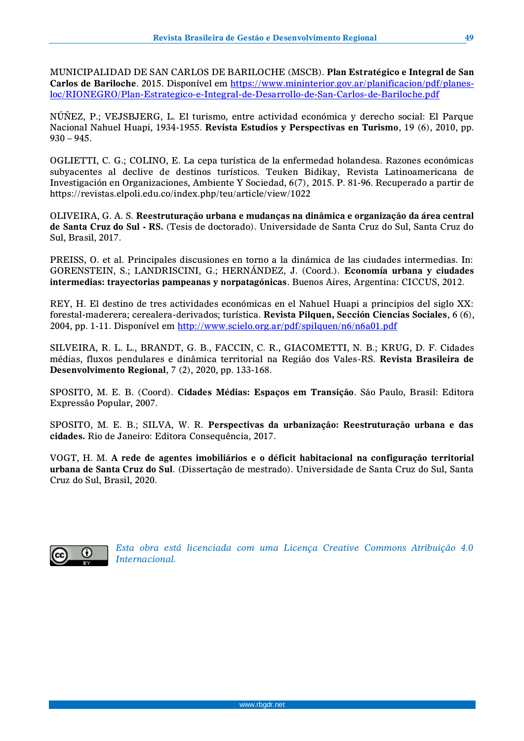MUNICIPALIDAD DE SAN CARLOS DE BARILOCHE (MSCB). **Plan Estratégico e Integral de San Carlos de Bariloche**. 2015. Disponível em https://www.mininterior.gov.ar/planificacion/pdf/planes-loc/RIONEGRO/Plan-Estrategico-e-Integral-de-Desarrollo-de-San-Carlos-de-Bariloche.pdf

NÚÑEZ, P.; VEJSBJERG, L. El turismo, entre actividad económica y derecho social: El Parque Nacional Nahuel Huapi, 1934-1955. **Revista Estudios y Perspectivas en Turismo**, 19 (6), 2010, pp. 930 – 945.

OGLIETTI, C. G.; COLINO, E. La cepa turística de la enfermedad holandesa. Razones económicas subyacentes al declive de destinos turísticos. Teuken Bidikay, Revista Latinoamericana de Investigación en Organizaciones, Ambiente Y Sociedad, 6(7), 2015. P. 81-96. Recuperado a partir de https://revistas.elpoli.edu.co/index.php/teu/article/view/1022

OLIVEIRA, G. A. S. **Reestruturação urbana e mudanças na dinâmica e organização da área central de Santa Cruz do Sul - RS.** (Tesis de doctorado). Universidade de Santa Cruz do Sul, Santa Cruz do Sul, Brasil, 2017.

PREISS, O. et al. Principales discusiones en torno a la dinámica de las ciudades intermedias. In: GORENSTEIN, S.; LANDRISCINI, G.; HERNÁNDEZ, J. (Coord.). **Economía urbana y ciudades intermedias: trayectorias pampeanas y norpatagónicas**. Buenos Aires, Argentina: CICCUS, 2012.

REY, H. El destino de tres actividades económicas en el Nahuel Huapi a principios del siglo XX: forestal-maderera; cerealera-derivados; turística. **Revista Pilquen, Sección Ciencias Sociales**, 6 (6), 2004, pp. 1-11. Disponível em http://www.scielo.org.ar/pdf/spilquen/n6/n6a01.pdf

SILVEIRA, R. L. L., BRANDT, G. B., FACCIN, C. R., GIACOMETTI, N. B.; KRUG, D. F. Cidades médias, fluxos pendulares e dinâmica territorial na Região dos Vales-RS. **Revista Brasileira de Desenvolvimento Regional**, 7 (2), 2020, pp. 133-168.

SPOSITO, M. E. B. (Coord). **Cidades Médias: Espaços em Transição**. São Paulo, Brasil: Editora Expressão Popular, 2007.

SPOSITO, M. E. B.; SILVA, W. R. **Perspectivas da urbanização: Reestruturação urbana e das cidades.** Rio de Janeiro: Editora Consequência, 2017.

VOGT, H. M. **A rede de agentes imobiliários e o déficit habitacional na configuração territorial urbana de Santa Cruz do Sul**. (Dissertação de mestrado). Universidade de Santa Cruz do Sul, Santa Cruz do Sul, Brasil, 2020.

*Esta obra está licenciada com uma Licença Creative Commons Atribuição 4.0 Internacional.*